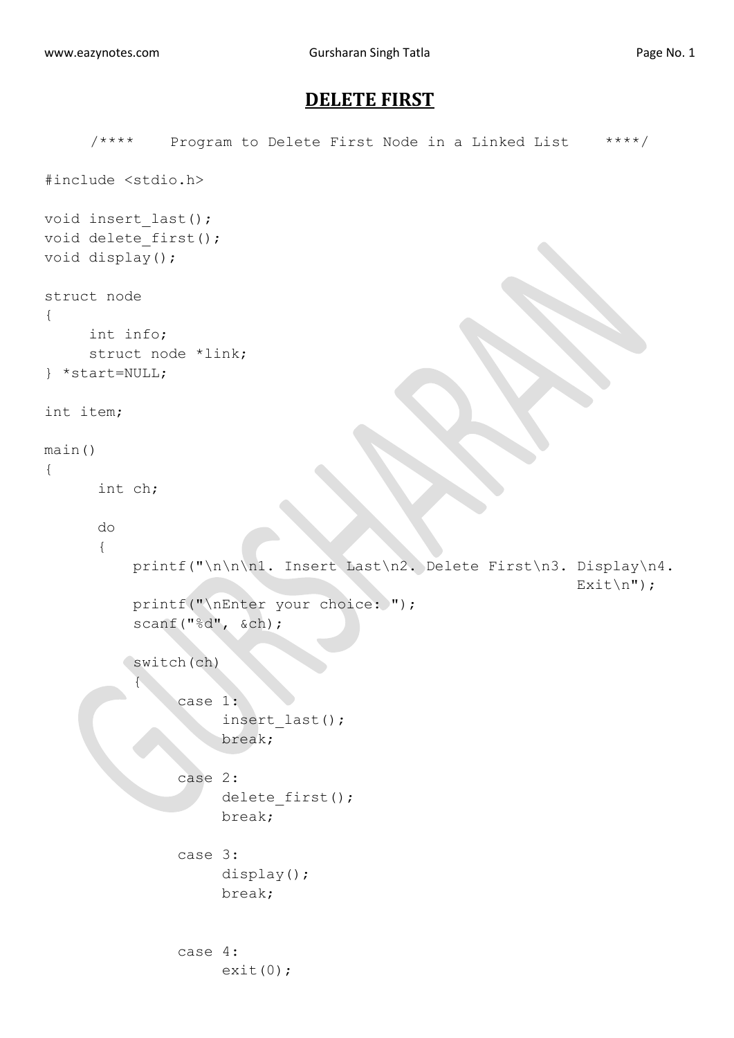# DELETE FIRST

```
     /****    Program to Delete First Node in a Linked List    ****/

#include <stdio.h>

void insert_last();
void delete_first();
void display();

struct node
{
     int info;
     struct node *link;
} *start=NULL;

int item;

main()
{
      int ch;

      do
      {
          printf("\n\n\n1. Insert Last\n2. Delete First\n3. Display\n4.
                                                            Exit\n");
          printf("\nEnter your choice: ");
          scanf("%d", &ch);

          switch(ch)
          {
               case 1:
                    insert_last();
                    break;

               case 2:
                    delete_first();
                    break;

               case 3:
                    display();
                    break;


               case 4:
                    exit(0);
```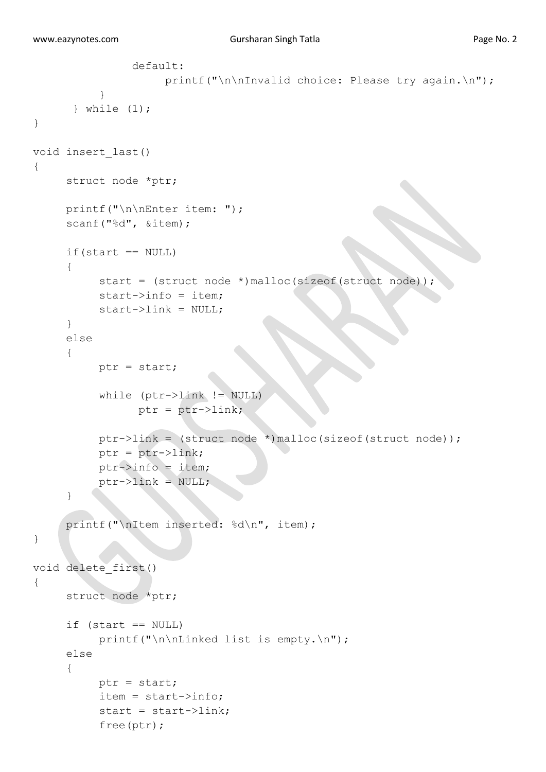```
                default:
                     printf("\n\nInvalid choice: Please try again.\n");
           }
      } while (1);
}

void insert_last()
{
     struct node *ptr;

     printf("\n\nEnter item: ");
     scanf("%d", &item);

     if(start == NULL)
     {
          start = (struct node *)malloc(sizeof(struct node));
          start->info = item;
          start->link = NULL;
     }
     else
     {
          ptr = start;

          while (ptr->link != NULL)
                ptr = ptr->link;

          ptr->link = (struct node *)malloc(sizeof(struct node));
          ptr = ptr->link;
          ptr->info = item;
          ptr->link = NULL;
     }

     printf("\nItem inserted: %d\n", item);
}

void delete_first()
{
     struct node *ptr;

     if (start == NULL)
          printf("\n\nLinked list is empty.\n");
     else
     {
          ptr = start;
          item = start->info;
          start = start->link;
          free(ptr);
```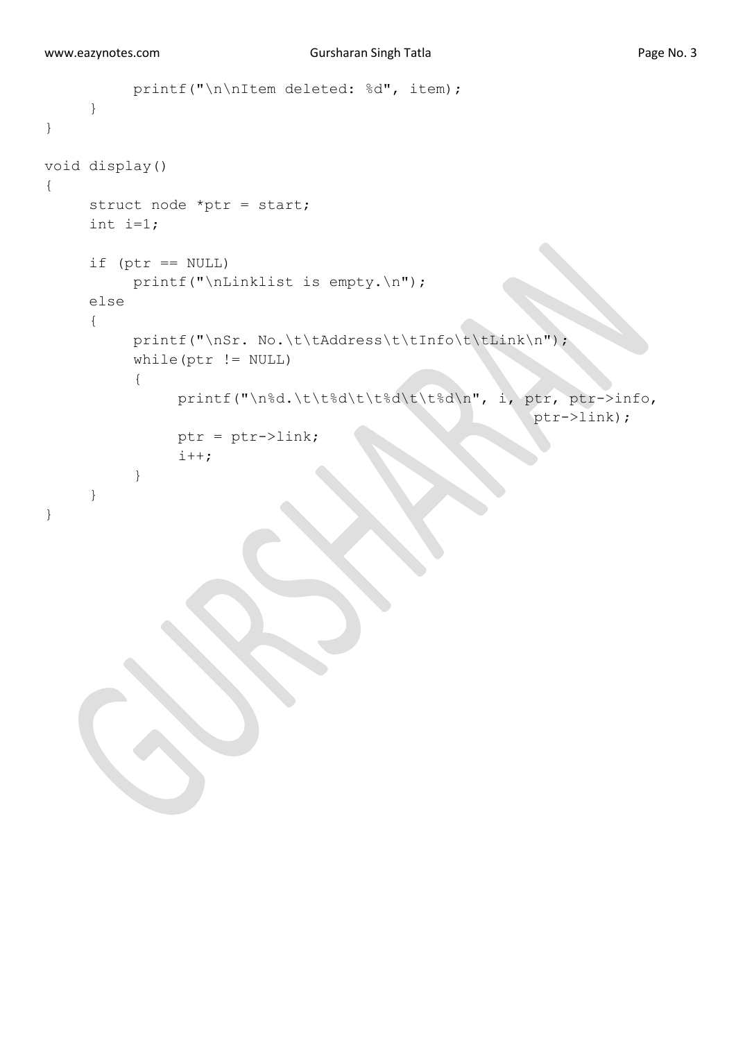```
          printf("\n\nItem deleted: %d", item);
     }
}

void display()
{
     struct node *ptr = start;
     int i=1;

     if (ptr == NULL)
          printf("\nLinklist is empty.\n");
     else
     {
          printf("\nSr. No.\t\tAddress\t\tInfo\t\tLink\n");
          while(ptr != NULL)
          {
               printf("\n%d.\t\t%d\t\t%d\t\t%d\n", i, ptr, ptr->info,
                                                       ptr->link);
               ptr = ptr->link;
               i++;
          }
     }
}
```